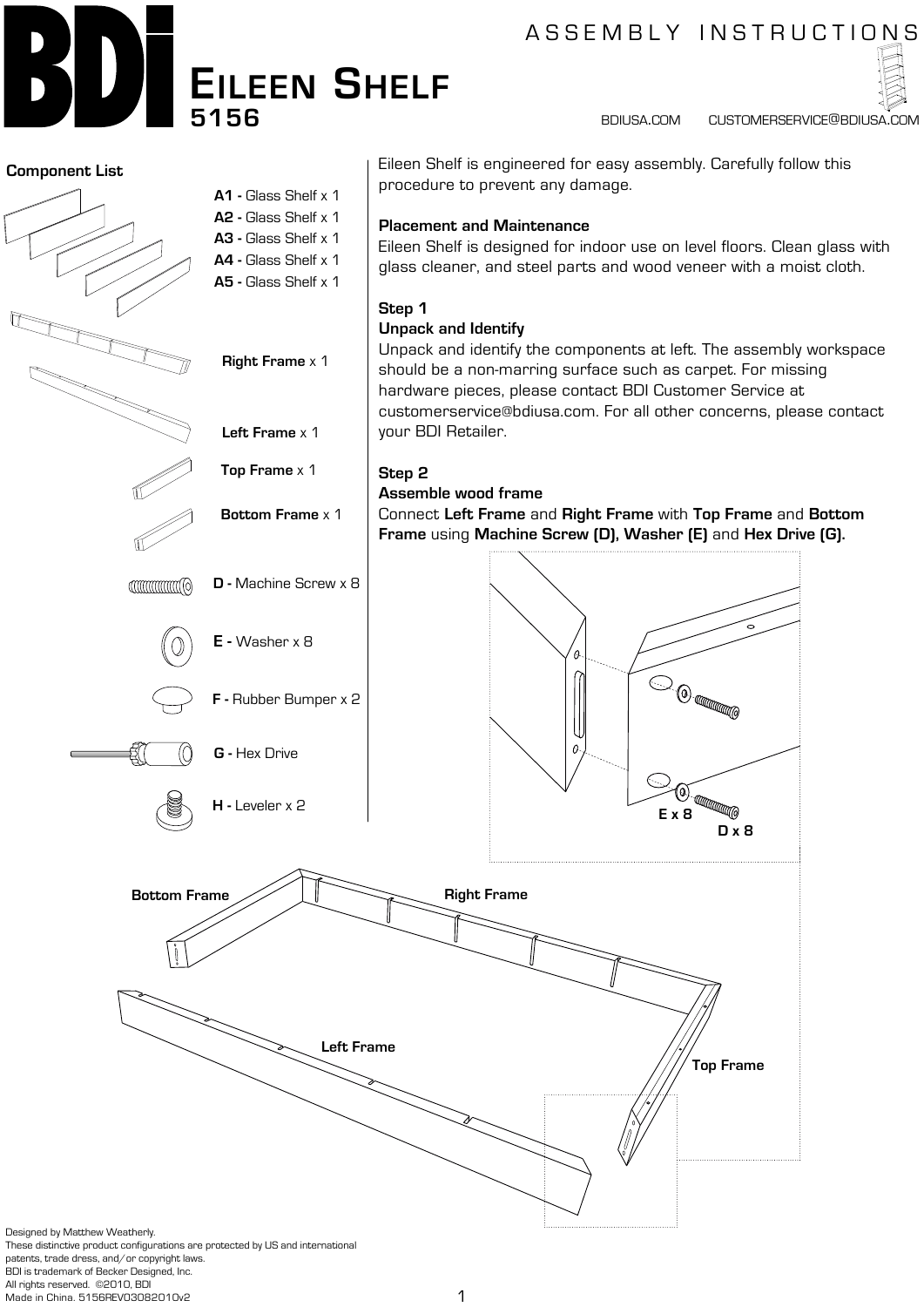# BDi

# Eileen Shelf

## 5156

ASSEMBLY INSTRUCTIONS

BDIUSA.COM CUSTOMERSERVICE@BDIUSA.COM

**Component List**

- **A1 -** Glass Shelf x 1
- **A2 -** Glass Shelf x 1
- **A3 -** Glass Shelf x 1
- **A4 -** Glass Shelf x 1
- **A5 -** Glass Shelf x 1
- **Right Frame** x 1
- **Left Frame** x 1
- **Top Frame** x 1
- **Bottom Frame** x 1
- **D -** Machine Screw x 8
- **E -** Washer x 8
- **F -** Rubber Bumper x 2
- **G -** Hex Drive
- **H -** Leveler x 2

Eileen Shelf is engineered for easy assembly. Carefully follow this procedure to prevent any damage.

**Placement and Maintenance**
Eileen Shelf is designed for indoor use on level floors. Clean glass with glass cleaner, and steel parts and wood veneer with a moist cloth.

**Step 1**
**Unpack and Identify**
Unpack and identify the components at left. The assembly workspace should be a non-marring surface such as carpet. For missing hardware pieces, please contact BDI Customer Service at customerservice@bdiusa.com. For all other concerns, please contact your BDI Retailer.

**Step 2**
**Assemble wood frame**
Connect **Left Frame** and **Right Frame** with **Top Frame** and **Bottom Frame** using **Machine Screw (D), Washer (E)** and **Hex Drive (G).**

E x 8
D x 8

Bottom Frame
Right Frame
Left Frame
Top Frame

Designed by Matthew Weatherly.
These distinctive product configurations are protected by US and international patents, trade dress, and/or copyright laws.
BDI is trademark of Becker Designed, Inc.
All rights reserved. ©2010, BDI
Made in China. 5156REV03082010v2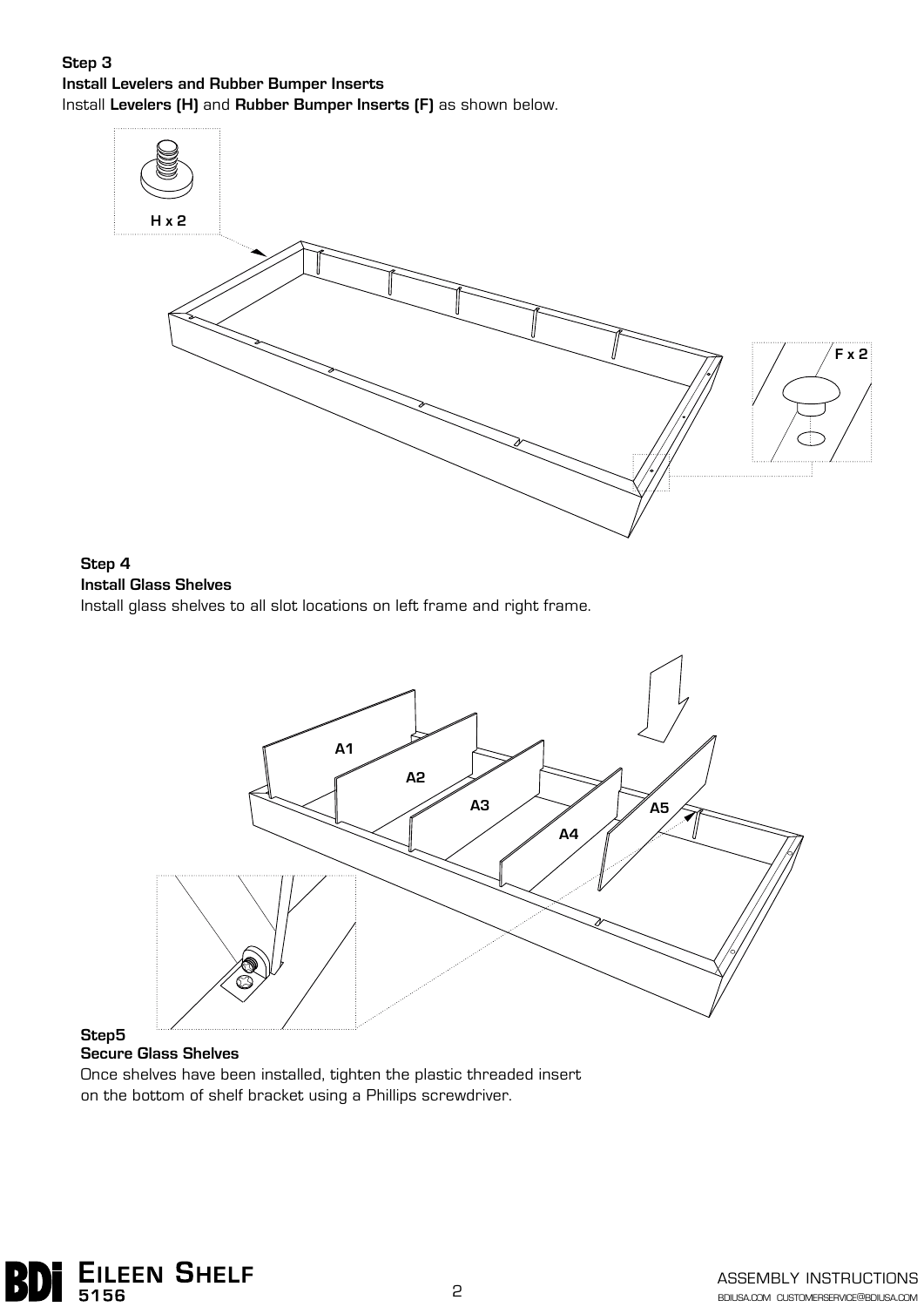**Step 3**
**Install Levelers and Rubber Bumper Inserts**
Install **Levelers (H)** and **Rubber Bumper Inserts (F)** as shown below.

H x 2

F x 2

**Step 4**
**Install Glass Shelves**
Install glass shelves to all slot locations on left frame and right frame.

A1

A2

A3

A4

A5

**Step5**
**Secure Glass Shelves**
Once shelves have been installed, tighten the plastic threaded insert on the bottom of shelf bracket using a Phillips screwdriver.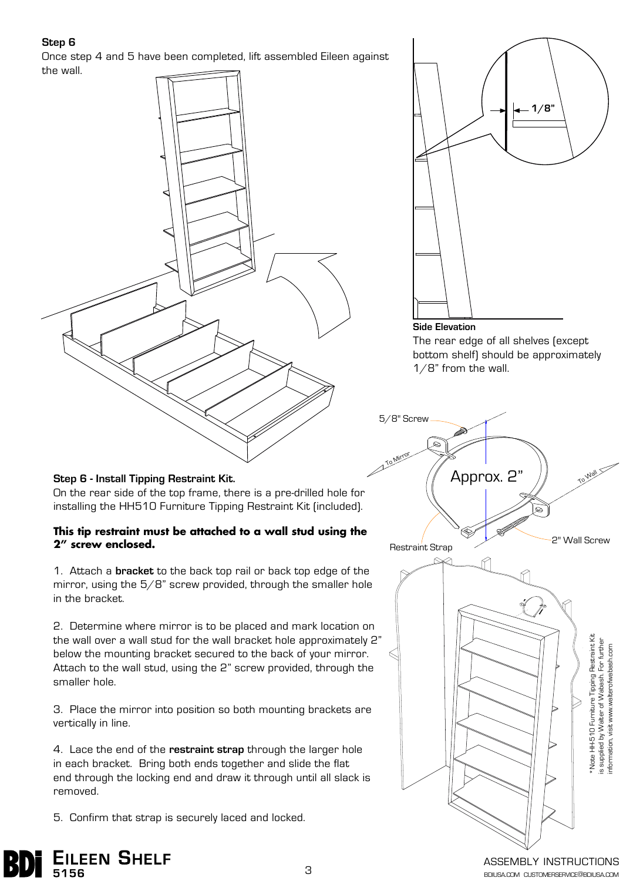**Step 6**

Once step 4 and 5 have been completed, lift assembled Eileen against the wall.

1/8"

**Side Elevation**

The rear edge of all shelves (except bottom shelf) should be approximately 1/8" from the wall.

5/8" Screw

To Mirror

Approx. 2"

To Wall

Restraint Strap

2" Wall Screw

**Step 6 - Install Tipping Restraint Kit.**

On the rear side of the top frame, there is a pre-drilled hole for installing the HH510 Furniture Tipping Restraint Kit (included).

**This tip restraint must be attached to a wall stud using the 2" screw enclosed.**

1. Attach a **bracket** to the back top rail or back top edge of the mirror, using the 5/8" screw provided, through the smaller hole in the bracket.

2. Determine where mirror is to be placed and mark location on the wall over a wall stud for the wall bracket hole approximately 2" below the mounting bracket secured to the back of your mirror. Attach to the wall stud, using the 2" screw provided, through the smaller hole.

3. Place the mirror into position so both mounting brackets are vertically in line.

4. Lace the end of the **restraint strap** through the larger hole in each bracket. Bring both ends together and slide the flat end through the locking end and draw it through until all slack is removed.

5. Confirm that strap is securely laced and locked.

*Note HH-510 Furniture Tipping Restraint Kit is supplied by Walter of Wabash. For further information, visit www.walterofwabash.com